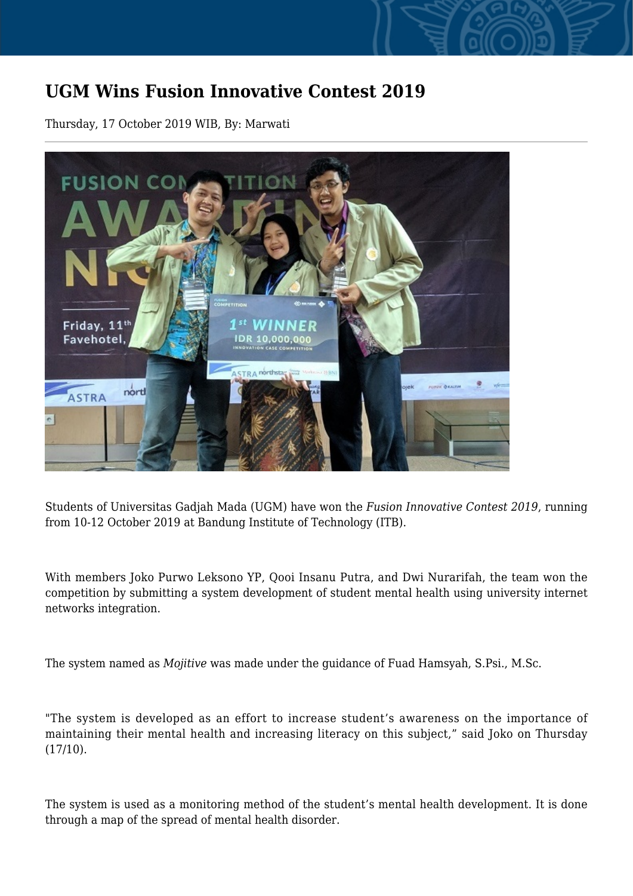# UGM Wins Fusion Innovative Contest 2019

Thursday, 17 October 2019 WIB, By: Marwati

Students of Universitas Gadjah Mada (UGM) have won the *Fusion Innovative Contest 2019*, running from 10-12 October 2019 at Bandung Institute of Technology (ITB).

With members Joko Purwo Leksono YP, Qooi Insanu Putra, and Dwi Nurarifah, the team won the competition by submitting a system development of student mental health using university internet networks integration.

The system named as *Mojitive* was made under the guidance of Fuad Hamsyah, S.Psi., M.Sc.

"The system is developed as an effort to increase student's awareness on the importance of maintaining their mental health and increasing literacy on this subject," said Joko on Thursday (17/10).

The system is used as a monitoring method of the student's mental health development. It is done through a map of the spread of mental health disorder.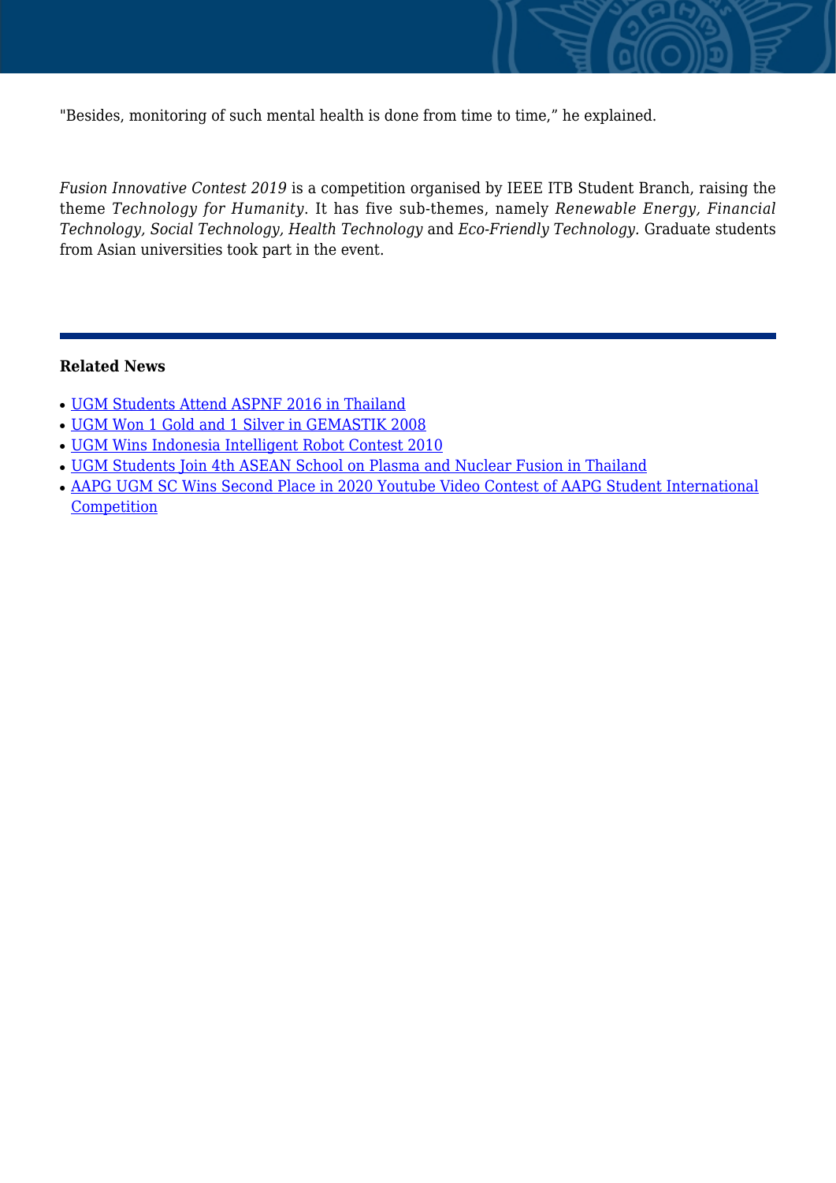"Besides, monitoring of such mental health is done from time to time," he explained.

*Fusion Innovative Contest 2019* is a competition organised by IEEE ITB Student Branch, raising the theme *Technology for Humanity*. It has five sub-themes, namely *Renewable Energy, Financial Technology, Social Technology, Health Technology* and *Eco-Friendly Technology.* Graduate students from Asian universities took part in the event.

---

**Related News**

- UGM Students Attend ASPNF 2016 in Thailand
- UGM Won 1 Gold and 1 Silver in GEMASTIK 2008
- UGM Wins Indonesia Intelligent Robot Contest 2010
- UGM Students Join 4th ASEAN School on Plasma and Nuclear Fusion in Thailand
- AAPG UGM SC Wins Second Place in 2020 Youtube Video Contest of AAPG Student International Competition